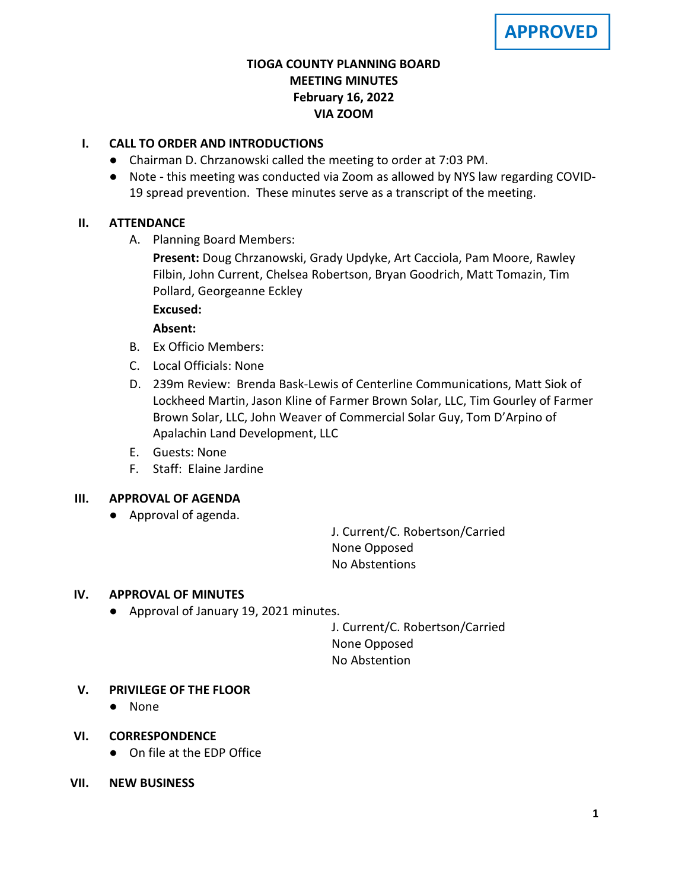**APPROVED**

# TIOGA COUNTY PLANNING BOARD
## MEETING MINUTES
## February 16, 2022
## VIA ZOOM

**I. CALL TO ORDER AND INTRODUCTIONS**

- Chairman D. Chrzanowski called the meeting to order at 7:03 PM.
- Note - this meeting was conducted via Zoom as allowed by NYS law regarding COVID-19 spread prevention. These minutes serve as a transcript of the meeting.

**II. ATTENDANCE**

A. Planning Board Members:

**Present:** Doug Chrzanowski, Grady Updyke, Art Cacciola, Pam Moore, Rawley Filbin, John Current, Chelsea Robertson, Bryan Goodrich, Matt Tomazin, Tim Pollard, Georgeanne Eckley

**Excused:**

**Absent:**

B. Ex Officio Members:

C. Local Officials: None

D. 239m Review: Brenda Bask-Lewis of Centerline Communications, Matt Siok of Lockheed Martin, Jason Kline of Farmer Brown Solar, LLC, Tim Gourley of Farmer Brown Solar, LLC, John Weaver of Commercial Solar Guy, Tom D'Arpino of Apalachin Land Development, LLC

E. Guests: None

F. Staff: Elaine Jardine

**III. APPROVAL OF AGENDA**

- Approval of agenda.

J. Current/C. Robertson/Carried
None Opposed
No Abstentions

**IV. APPROVAL OF MINUTES**

- Approval of January 19, 2021 minutes.

J. Current/C. Robertson/Carried
None Opposed
No Abstention

**V. PRIVILEGE OF THE FLOOR**

- None

**VI. CORRESPONDENCE**

- On file at the EDP Office

**VII. NEW BUSINESS**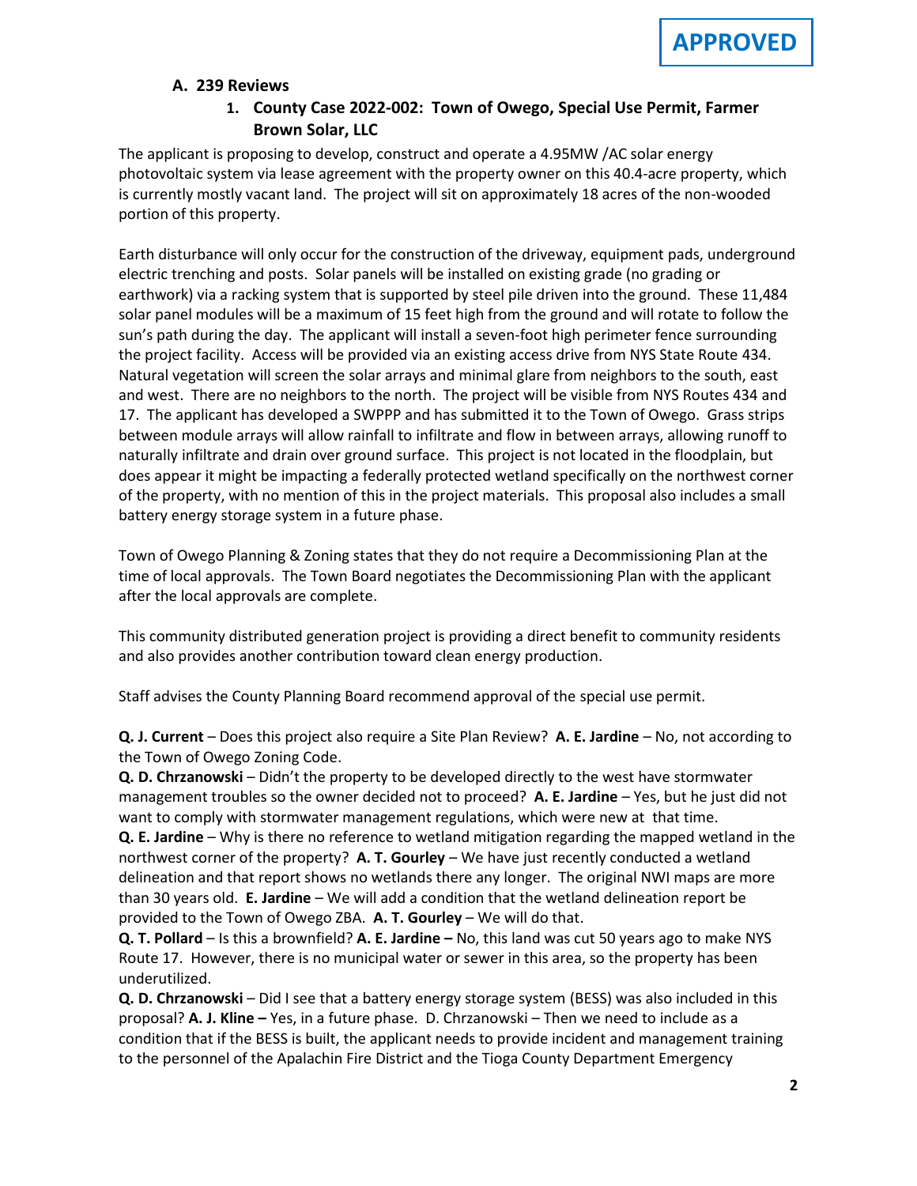**APPROVED**

### A. 239 Reviews

#### 1. County Case 2022-002: Town of Owego, Special Use Permit, Farmer Brown Solar, LLC

The applicant is proposing to develop, construct and operate a 4.95MW /AC solar energy photovoltaic system via lease agreement with the property owner on this 40.4-acre property, which is currently mostly vacant land. The project will sit on approximately 18 acres of the non-wooded portion of this property.

Earth disturbance will only occur for the construction of the driveway, equipment pads, underground electric trenching and posts. Solar panels will be installed on existing grade (no grading or earthwork) via a racking system that is supported by steel pile driven into the ground. These 11,484 solar panel modules will be a maximum of 15 feet high from the ground and will rotate to follow the sun's path during the day. The applicant will install a seven-foot high perimeter fence surrounding the project facility. Access will be provided via an existing access drive from NYS State Route 434. Natural vegetation will screen the solar arrays and minimal glare from neighbors to the south, east and west. There are no neighbors to the north. The project will be visible from NYS Routes 434 and 17. The applicant has developed a SWPPP and has submitted it to the Town of Owego. Grass strips between module arrays will allow rainfall to infiltrate and flow in between arrays, allowing runoff to naturally infiltrate and drain over ground surface. This project is not located in the floodplain, but does appear it might be impacting a federally protected wetland specifically on the northwest corner of the property, with no mention of this in the project materials. This proposal also includes a small battery energy storage system in a future phase.

Town of Owego Planning & Zoning states that they do not require a Decommissioning Plan at the time of local approvals. The Town Board negotiates the Decommissioning Plan with the applicant after the local approvals are complete.

This community distributed generation project is providing a direct benefit to community residents and also provides another contribution toward clean energy production.

Staff advises the County Planning Board recommend approval of the special use permit.

**Q. J. Current** – Does this project also require a Site Plan Review? **A. E. Jardine** – No, not according to the Town of Owego Zoning Code.

**Q. D. Chrzanowski** – Didn't the property to be developed directly to the west have stormwater management troubles so the owner decided not to proceed? **A. E. Jardine** – Yes, but he just did not want to comply with stormwater management regulations, which were new at that time.

**Q. E. Jardine** – Why is there no reference to wetland mitigation regarding the mapped wetland in the northwest corner of the property? **A. T. Gourley** – We have just recently conducted a wetland delineation and that report shows no wetlands there any longer. The original NWI maps are more than 30 years old. **E. Jardine** – We will add a condition that the wetland delineation report be provided to the Town of Owego ZBA. **A. T. Gourley** – We will do that.

**Q. T. Pollard** – Is this a brownfield? **A. E. Jardine –** No, this land was cut 50 years ago to make NYS Route 17. However, there is no municipal water or sewer in this area, so the property has been underutilized.

**Q. D. Chrzanowski** – Did I see that a battery energy storage system (BESS) was also included in this proposal? **A. J. Kline –** Yes, in a future phase. D. Chrzanowski – Then we need to include as a condition that if the BESS is built, the applicant needs to provide incident and management training to the personnel of the Apalachin Fire District and the Tioga County Department Emergency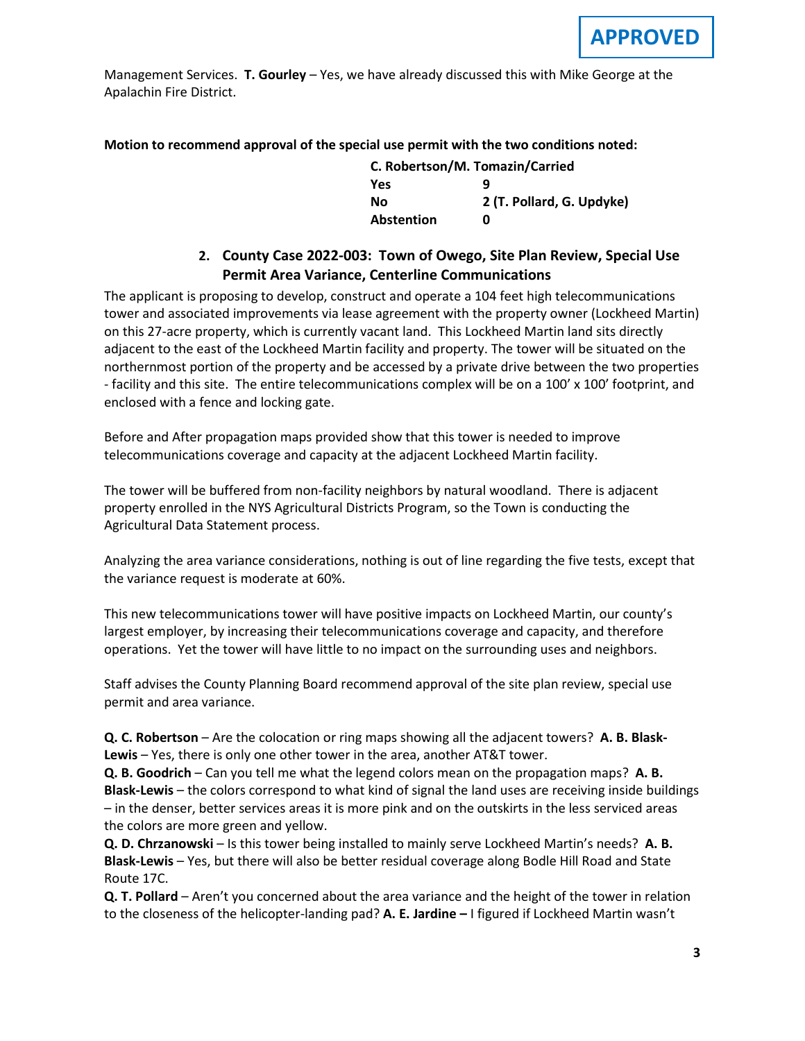**APPROVED**

Management Services. **T. Gourley** – Yes, we have already discussed this with Mike George at the Apalachin Fire District.

**Motion to recommend approval of the special use permit with the two conditions noted:**

| **C. Robertson/M. Tomazin/Carried** | |
|---|---|
| **Yes** | **9** |
| **No** | **2 (T. Pollard, G. Updyke)** |
| **Abstention** | **0** |

2. **County Case 2022-003: Town of Owego, Site Plan Review, Special Use Permit Area Variance, Centerline Communications**

The applicant is proposing to develop, construct and operate a 104 feet high telecommunications tower and associated improvements via lease agreement with the property owner (Lockheed Martin) on this 27-acre property, which is currently vacant land. This Lockheed Martin land sits directly adjacent to the east of the Lockheed Martin facility and property. The tower will be situated on the northernmost portion of the property and be accessed by a private drive between the two properties - facility and this site. The entire telecommunications complex will be on a 100' x 100' footprint, and enclosed with a fence and locking gate.

Before and After propagation maps provided show that this tower is needed to improve telecommunications coverage and capacity at the adjacent Lockheed Martin facility.

The tower will be buffered from non-facility neighbors by natural woodland. There is adjacent property enrolled in the NYS Agricultural Districts Program, so the Town is conducting the Agricultural Data Statement process.

Analyzing the area variance considerations, nothing is out of line regarding the five tests, except that the variance request is moderate at 60%.

This new telecommunications tower will have positive impacts on Lockheed Martin, our county's largest employer, by increasing their telecommunications coverage and capacity, and therefore operations. Yet the tower will have little to no impact on the surrounding uses and neighbors.

Staff advises the County Planning Board recommend approval of the site plan review, special use permit and area variance.

**Q. C. Robertson** – Are the colocation or ring maps showing all the adjacent towers? **A. B. Blask-Lewis** – Yes, there is only one other tower in the area, another AT&T tower.
**Q. B. Goodrich** – Can you tell me what the legend colors mean on the propagation maps? **A. B. Blask-Lewis** – the colors correspond to what kind of signal the land uses are receiving inside buildings – in the denser, better services areas it is more pink and on the outskirts in the less serviced areas the colors are more green and yellow.
**Q. D. Chrzanowski** – Is this tower being installed to mainly serve Lockheed Martin's needs? **A. B. Blask-Lewis** – Yes, but there will also be better residual coverage along Bodle Hill Road and State Route 17C.
**Q. T. Pollard** – Aren't you concerned about the area variance and the height of the tower in relation to the closeness of the helicopter-landing pad? **A. E. Jardine –** I figured if Lockheed Martin wasn't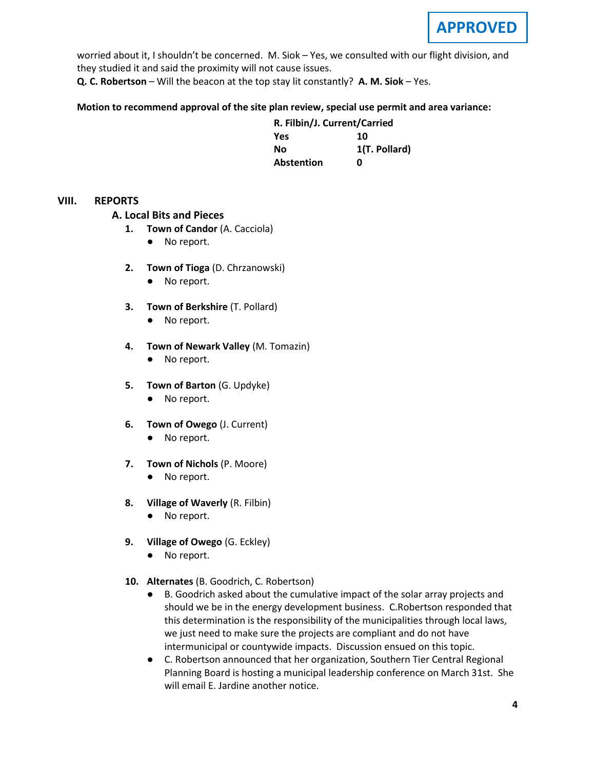**APPROVED**

worried about it, I shouldn't be concerned. M. Siok – Yes, we consulted with our flight division, and they studied it and said the proximity will not cause issues.

**Q. C. Robertson** – Will the beacon at the top stay lit constantly? **A. M. Siok** – Yes.

**Motion to recommend approval of the site plan review, special use permit and area variance:**

| **R. Filbin/J. Current/Carried** | |
|---|---|
| **Yes** | **10** |
| **No** | **1(T. Pollard)** |
| **Abstention** | **0** |

## VIII. REPORTS

### A. Local Bits and Pieces

1. **Town of Candor** (A. Cacciola)
   - No report.

2. **Town of Tioga** (D. Chrzanowski)
   - No report.

3. **Town of Berkshire** (T. Pollard)
   - No report.

4. **Town of Newark Valley** (M. Tomazin)
   - No report.

5. **Town of Barton** (G. Updyke)
   - No report.

6. **Town of Owego** (J. Current)
   - No report.

7. **Town of Nichols** (P. Moore)
   - No report.

8. **Village of Waverly** (R. Filbin)
   - No report.

9. **Village of Owego** (G. Eckley)
   - No report.

10. **Alternates** (B. Goodrich, C. Robertson)
    - B. Goodrich asked about the cumulative impact of the solar array projects and should we be in the energy development business. C.Robertson responded that this determination is the responsibility of the municipalities through local laws, we just need to make sure the projects are compliant and do not have intermunicipal or countywide impacts. Discussion ensued on this topic.
    - C. Robertson announced that her organization, Southern Tier Central Regional Planning Board is hosting a municipal leadership conference on March 31st. She will email E. Jardine another notice.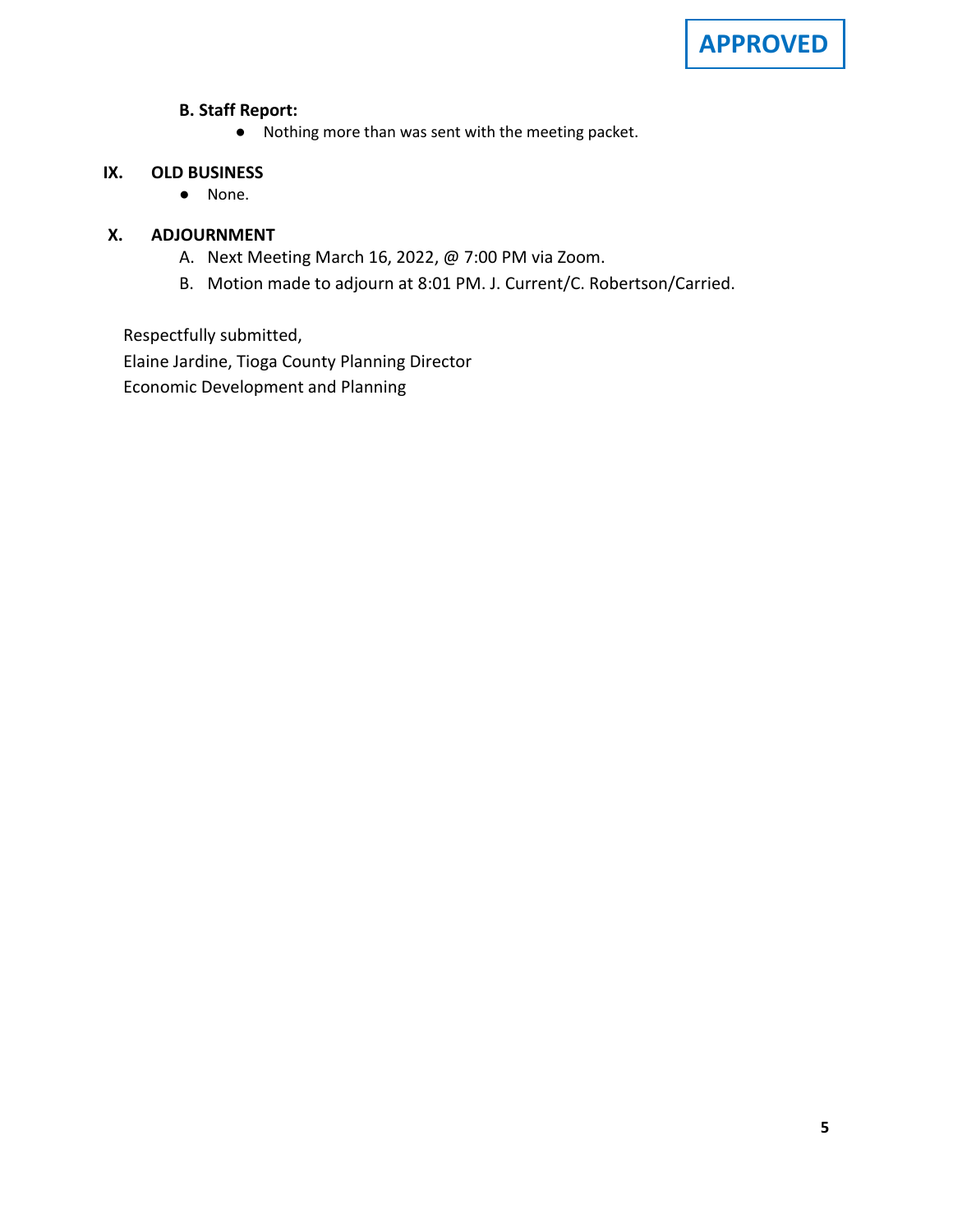**APPROVED**

**B. Staff Report:**

- Nothing more than was sent with the meeting packet.

## IX. OLD BUSINESS

- None.

## X. ADJOURNMENT

A. Next Meeting March 16, 2022, @ 7:00 PM via Zoom.

B. Motion made to adjourn at 8:01 PM. J. Current/C. Robertson/Carried.

Respectfully submitted,
Elaine Jardine, Tioga County Planning Director
Economic Development and Planning